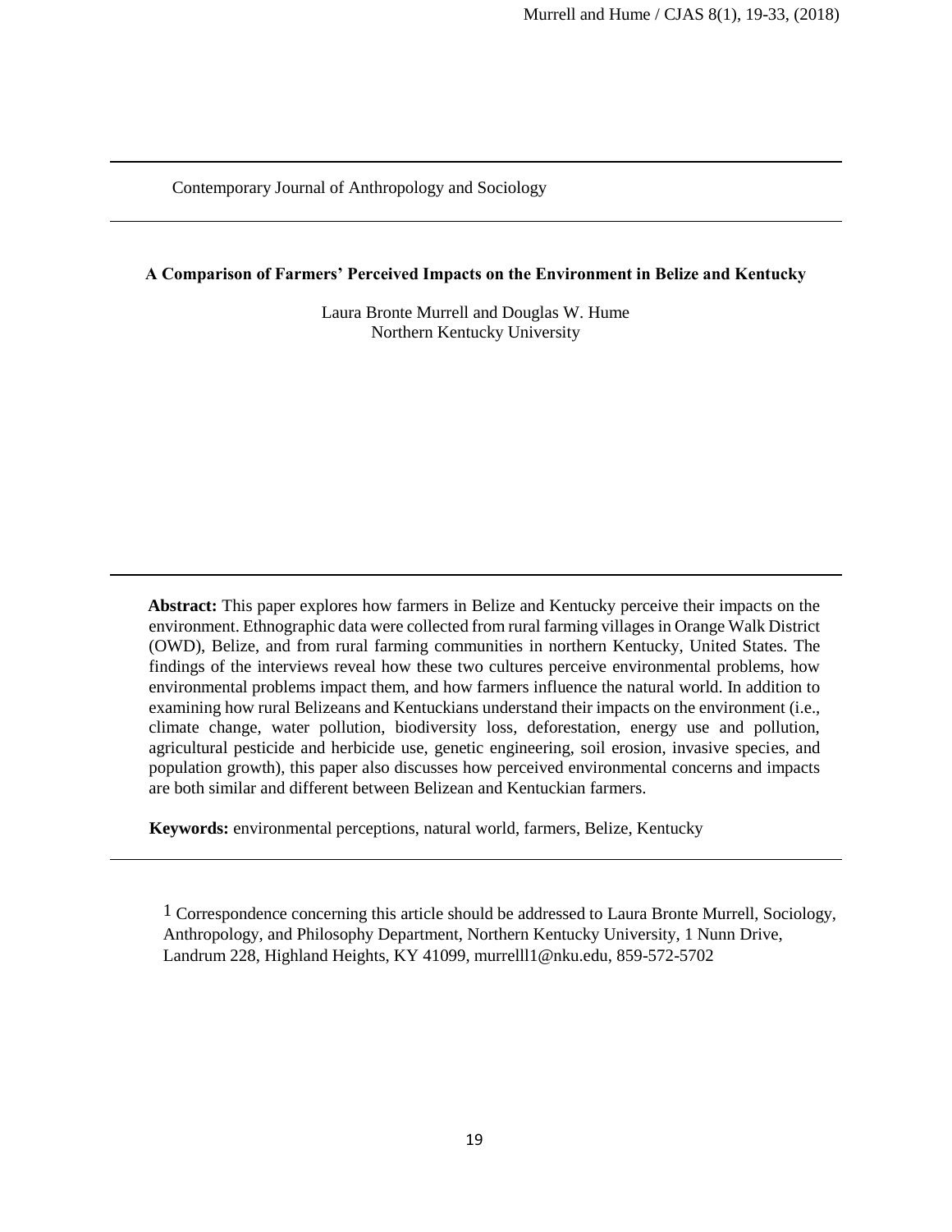Contemporary Journal of Anthropology and Sociology

# A Comparison of Farmers' Perceived Impacts on the Environment in Belize and Kentucky

Laura Bronte Murrell and Douglas W. Hume
Northern Kentucky University

**Abstract:** This paper explores how farmers in Belize and Kentucky perceive their impacts on the environment. Ethnographic data were collected from rural farming villages in Orange Walk District (OWD), Belize, and from rural farming communities in northern Kentucky, United States. The findings of the interviews reveal how these two cultures perceive environmental problems, how environmental problems impact them, and how farmers influence the natural world. In addition to examining how rural Belizeans and Kentuckians understand their impacts on the environment (i.e., climate change, water pollution, biodiversity loss, deforestation, energy use and pollution, agricultural pesticide and herbicide use, genetic engineering, soil erosion, invasive species, and population growth), this paper also discusses how perceived environmental concerns and impacts are both similar and different between Belizean and Kentuckian farmers.

**Keywords:** environmental perceptions, natural world, farmers, Belize, Kentucky

[1] Correspondence concerning this article should be addressed to Laura Bronte Murrell, Sociology, Anthropology, and Philosophy Department, Northern Kentucky University, 1 Nunn Drive, Landrum 228, Highland Heights, KY 41099, murrelll1@nku.edu, 859-572-5702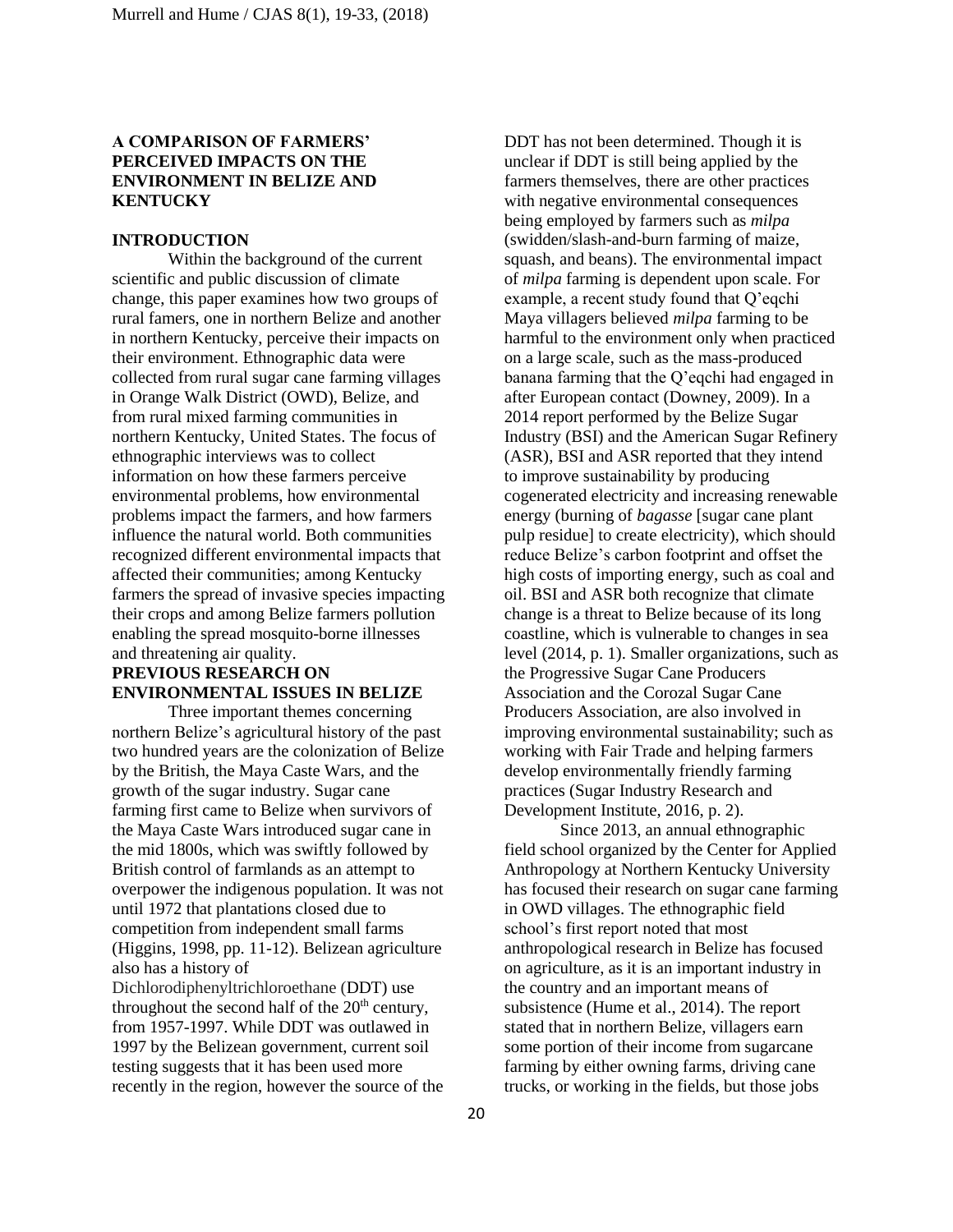## A COMPARISON OF FARMERS' PERCEIVED IMPACTS ON THE ENVIRONMENT IN BELIZE AND KENTUCKY

### INTRODUCTION

Within the background of the current scientific and public discussion of climate change, this paper examines how two groups of rural famers, one in northern Belize and another in northern Kentucky, perceive their impacts on their environment. Ethnographic data were collected from rural sugar cane farming villages in Orange Walk District (OWD), Belize, and from rural mixed farming communities in northern Kentucky, United States. The focus of ethnographic interviews was to collect information on how these farmers perceive environmental problems, how environmental problems impact the farmers, and how farmers influence the natural world. Both communities recognized different environmental impacts that affected their communities; among Kentucky farmers the spread of invasive species impacting their crops and among Belize farmers pollution enabling the spread mosquito-borne illnesses and threatening air quality.

### PREVIOUS RESEARCH ON ENVIRONMENTAL ISSUES IN BELIZE

Three important themes concerning northern Belize's agricultural history of the past two hundred years are the colonization of Belize by the British, the Maya Caste Wars, and the growth of the sugar industry. Sugar cane farming first came to Belize when survivors of the Maya Caste Wars introduced sugar cane in the mid 1800s, which was swiftly followed by British control of farmlands as an attempt to overpower the indigenous population. It was not until 1972 that plantations closed due to competition from independent small farms (Higgins, 1998, pp. 11-12). Belizean agriculture also has a history of Dichlorodiphenyltrichloroethane (DDT) use throughout the second half of the 20th century, from 1957-1997. While DDT was outlawed in 1997 by the Belizean government, current soil testing suggests that it has been used more recently in the region, however the source of the DDT has not been determined. Though it is unclear if DDT is still being applied by the farmers themselves, there are other practices with negative environmental consequences being employed by farmers such as *milpa* (swidden/slash-and-burn farming of maize, squash, and beans). The environmental impact of *milpa* farming is dependent upon scale. For example, a recent study found that Q'eqchi Maya villagers believed *milpa* farming to be harmful to the environment only when practiced on a large scale, such as the mass-produced banana farming that the Q'eqchi had engaged in after European contact (Downey, 2009). In a 2014 report performed by the Belize Sugar Industry (BSI) and the American Sugar Refinery (ASR), BSI and ASR reported that they intend to improve sustainability by producing cogenerated electricity and increasing renewable energy (burning of *bagasse* [sugar cane plant pulp residue] to create electricity), which should reduce Belize's carbon footprint and offset the high costs of importing energy, such as coal and oil. BSI and ASR both recognize that climate change is a threat to Belize because of its long coastline, which is vulnerable to changes in sea level (2014, p. 1). Smaller organizations, such as the Progressive Sugar Cane Producers Association and the Corozal Sugar Cane Producers Association, are also involved in improving environmental sustainability; such as working with Fair Trade and helping farmers develop environmentally friendly farming practices (Sugar Industry Research and Development Institute, 2016, p. 2).

Since 2013, an annual ethnographic field school organized by the Center for Applied Anthropology at Northern Kentucky University has focused their research on sugar cane farming in OWD villages. The ethnographic field school's first report noted that most anthropological research in Belize has focused on agriculture, as it is an important industry in the country and an important means of subsistence (Hume et al., 2014). The report stated that in northern Belize, villagers earn some portion of their income from sugarcane farming by either owning farms, driving cane trucks, or working in the fields, but those jobs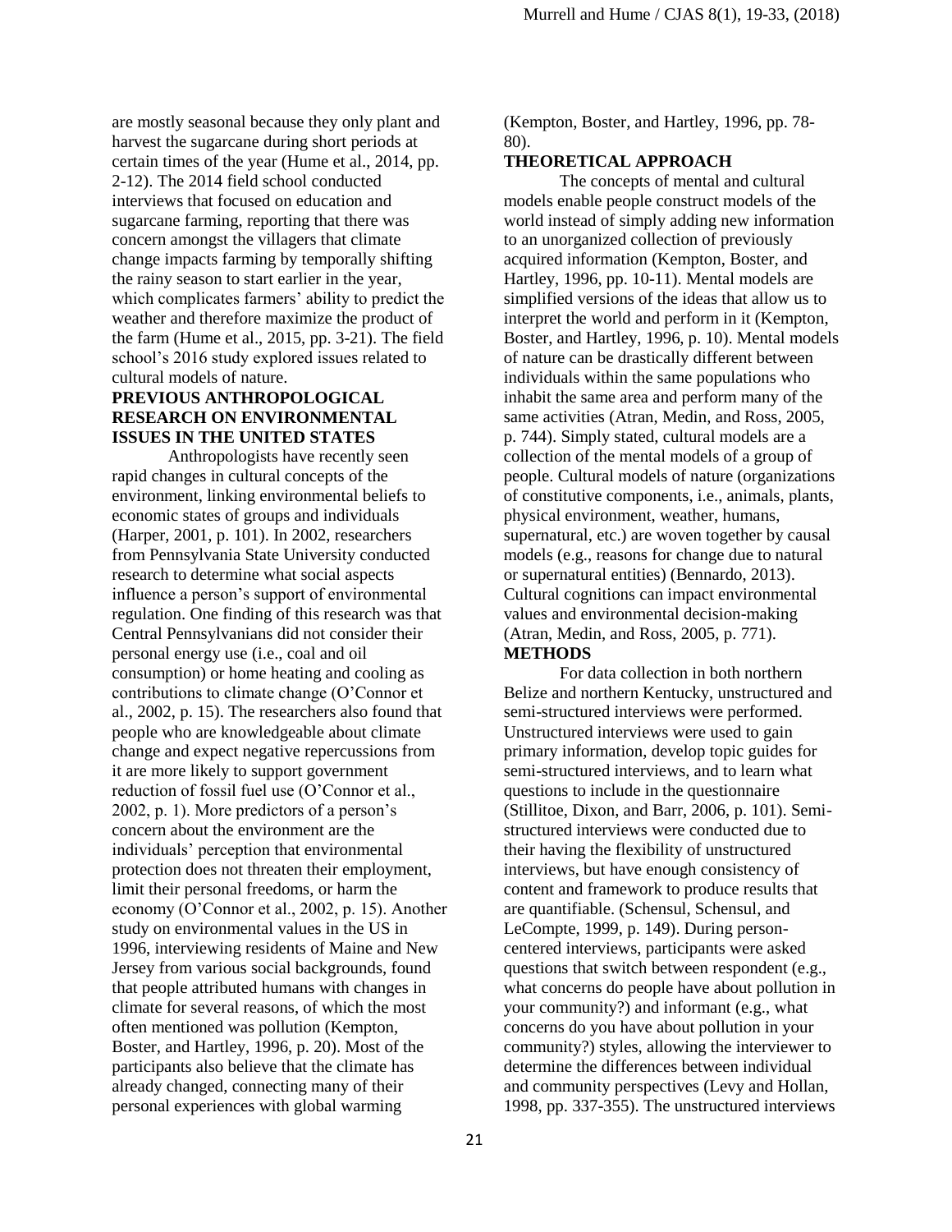are mostly seasonal because they only plant and harvest the sugarcane during short periods at certain times of the year (Hume et al., 2014, pp. 2-12). The 2014 field school conducted interviews that focused on education and sugarcane farming, reporting that there was concern amongst the villagers that climate change impacts farming by temporally shifting the rainy season to start earlier in the year, which complicates farmers' ability to predict the weather and therefore maximize the product of the farm (Hume et al., 2015, pp. 3-21). The field school's 2016 study explored issues related to cultural models of nature.

## PREVIOUS ANTHROPOLOGICAL RESEARCH ON ENVIRONMENTAL ISSUES IN THE UNITED STATES

Anthropologists have recently seen rapid changes in cultural concepts of the environment, linking environmental beliefs to economic states of groups and individuals (Harper, 2001, p. 101). In 2002, researchers from Pennsylvania State University conducted research to determine what social aspects influence a person's support of environmental regulation. One finding of this research was that Central Pennsylvanians did not consider their personal energy use (i.e., coal and oil consumption) or home heating and cooling as contributions to climate change (O'Connor et al., 2002, p. 15). The researchers also found that people who are knowledgeable about climate change and expect negative repercussions from it are more likely to support government reduction of fossil fuel use (O'Connor et al., 2002, p. 1). More predictors of a person's concern about the environment are the individuals' perception that environmental protection does not threaten their employment, limit their personal freedoms, or harm the economy (O'Connor et al., 2002, p. 15). Another study on environmental values in the US in 1996, interviewing residents of Maine and New Jersey from various social backgrounds, found that people attributed humans with changes in climate for several reasons, of which the most often mentioned was pollution (Kempton, Boster, and Hartley, 1996, p. 20). Most of the participants also believe that the climate has already changed, connecting many of their personal experiences with global warming (Kempton, Boster, and Hartley, 1996, pp. 78-80).

## THEORETICAL APPROACH

The concepts of mental and cultural models enable people construct models of the world instead of simply adding new information to an unorganized collection of previously acquired information (Kempton, Boster, and Hartley, 1996, pp. 10-11). Mental models are simplified versions of the ideas that allow us to interpret the world and perform in it (Kempton, Boster, and Hartley, 1996, p. 10). Mental models of nature can be drastically different between individuals within the same populations who inhabit the same area and perform many of the same activities (Atran, Medin, and Ross, 2005, p. 744). Simply stated, cultural models are a collection of the mental models of a group of people. Cultural models of nature (organizations of constitutive components, i.e., animals, plants, physical environment, weather, humans, supernatural, etc.) are woven together by causal models (e.g., reasons for change due to natural or supernatural entities) (Bennardo, 2013). Cultural cognitions can impact environmental values and environmental decision-making (Atran, Medin, and Ross, 2005, p. 771).

## METHODS

For data collection in both northern Belize and northern Kentucky, unstructured and semi-structured interviews were performed. Unstructured interviews were used to gain primary information, develop topic guides for semi-structured interviews, and to learn what questions to include in the questionnaire (Stillitoe, Dixon, and Barr, 2006, p. 101). Semi-structured interviews were conducted due to their having the flexibility of unstructured interviews, but have enough consistency of content and framework to produce results that are quantifiable. (Schensul, Schensul, and LeCompte, 1999, p. 149). During person-centered interviews, participants were asked questions that switch between respondent (e.g., what concerns do people have about pollution in your community?) and informant (e.g., what concerns do you have about pollution in your community?) styles, allowing the interviewer to determine the differences between individual and community perspectives (Levy and Hollan, 1998, pp. 337-355). The unstructured interviews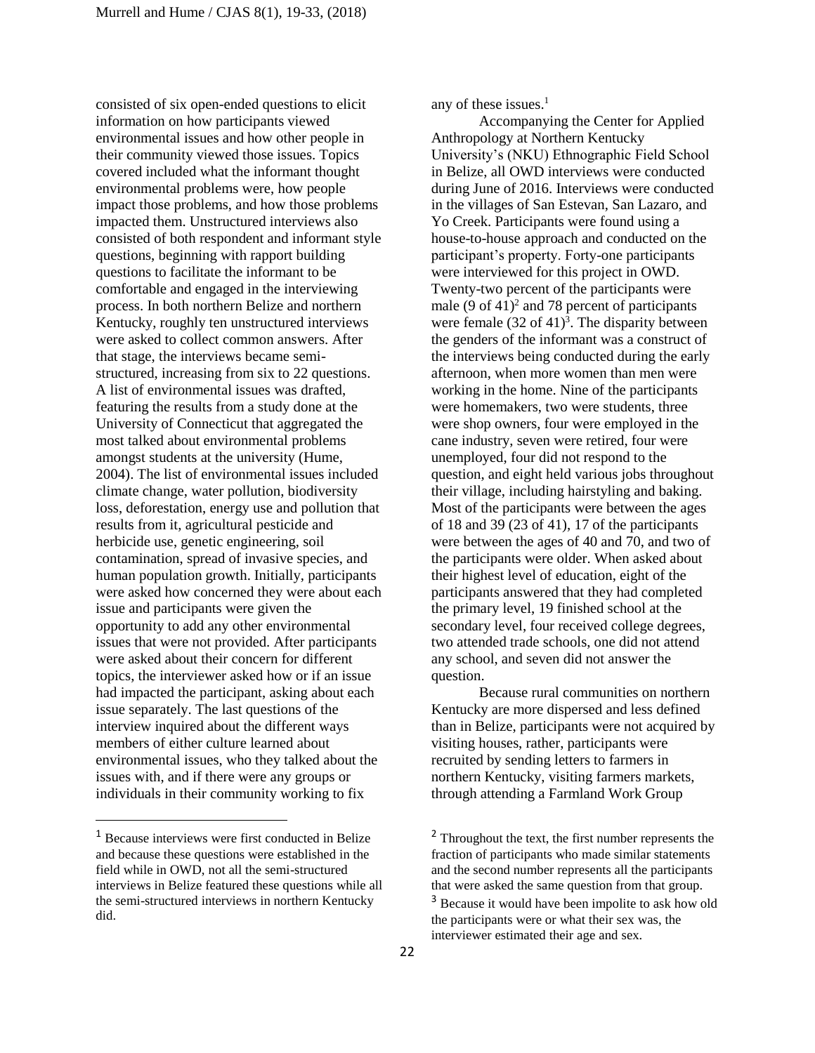consisted of six open-ended questions to elicit information on how participants viewed environmental issues and how other people in their community viewed those issues. Topics covered included what the informant thought environmental problems were, how people impact those problems, and how those problems impacted them. Unstructured interviews also consisted of both respondent and informant style questions, beginning with rapport building questions to facilitate the informant to be comfortable and engaged in the interviewing process. In both northern Belize and northern Kentucky, roughly ten unstructured interviews were asked to collect common answers. After that stage, the interviews became semi-structured, increasing from six to 22 questions. A list of environmental issues was drafted, featuring the results from a study done at the University of Connecticut that aggregated the most talked about environmental problems amongst students at the university (Hume, 2004). The list of environmental issues included climate change, water pollution, biodiversity loss, deforestation, energy use and pollution that results from it, agricultural pesticide and herbicide use, genetic engineering, soil contamination, spread of invasive species, and human population growth. Initially, participants were asked how concerned they were about each issue and participants were given the opportunity to add any other environmental issues that were not provided. After participants were asked about their concern for different topics, the interviewer asked how or if an issue had impacted the participant, asking about each issue separately. The last questions of the interview inquired about the different ways members of either culture learned about environmental issues, who they talked about the issues with, and if there were any groups or individuals in their community working to fix any of these issues.[1]

Accompanying the Center for Applied Anthropology at Northern Kentucky University's (NKU) Ethnographic Field School in Belize, all OWD interviews were conducted during June of 2016. Interviews were conducted in the villages of San Estevan, San Lazaro, and Yo Creek. Participants were found using a house-to-house approach and conducted on the participant's property. Forty-one participants were interviewed for this project in OWD. Twenty-two percent of the participants were male (9 of 41)[2] and 78 percent of participants were female (32 of 41)[3]. The disparity between the genders of the informant was a construct of the interviews being conducted during the early afternoon, when more women than men were working in the home. Nine of the participants were homemakers, two were students, three were shop owners, four were employed in the cane industry, seven were retired, four were unemployed, four did not respond to the question, and eight held various jobs throughout their village, including hairstyling and baking. Most of the participants were between the ages of 18 and 39 (23 of 41), 17 of the participants were between the ages of 40 and 70, and two of the participants were older. When asked about their highest level of education, eight of the participants answered that they had completed the primary level, 19 finished school at the secondary level, four received college degrees, two attended trade schools, one did not attend any school, and seven did not answer the question.

Because rural communities on northern Kentucky are more dispersed and less defined than in Belize, participants were not acquired by visiting houses, rather, participants were recruited by sending letters to farmers in northern Kentucky, visiting farmers markets, through attending a Farmland Work Group

---

[1] Because interviews were first conducted in Belize and because these questions were established in the field while in OWD, not all the semi-structured interviews in Belize featured these questions while all the semi-structured interviews in northern Kentucky did.

[2] Throughout the text, the first number represents the fraction of participants who made similar statements and the second number represents all the participants that were asked the same question from that group.

[3] Because it would have been impolite to ask how old the participants were or what their sex was, the interviewer estimated their age and sex.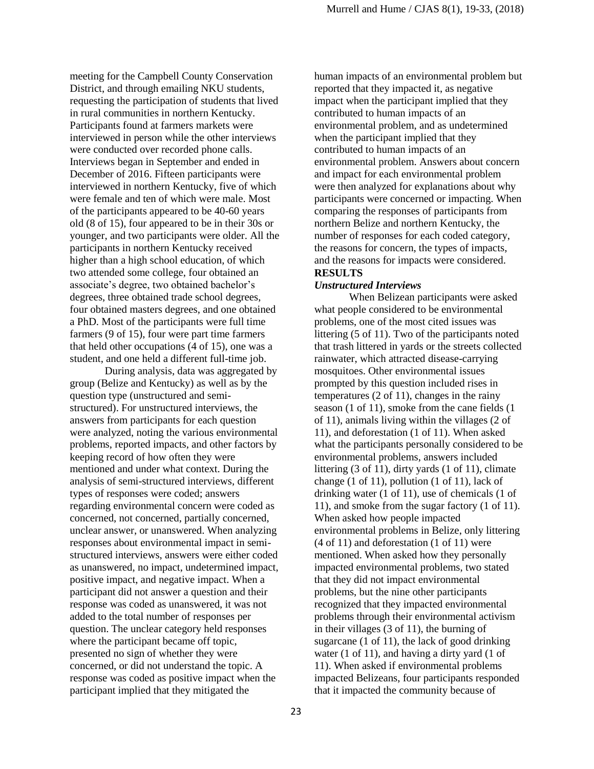meeting for the Campbell County Conservation District, and through emailing NKU students, requesting the participation of students that lived in rural communities in northern Kentucky. Participants found at farmers markets were interviewed in person while the other interviews were conducted over recorded phone calls. Interviews began in September and ended in December of 2016. Fifteen participants were interviewed in northern Kentucky, five of which were female and ten of which were male. Most of the participants appeared to be 40-60 years old (8 of 15), four appeared to be in their 30s or younger, and two participants were older. All the participants in northern Kentucky received higher than a high school education, of which two attended some college, four obtained an associate's degree, two obtained bachelor's degrees, three obtained trade school degrees, four obtained masters degrees, and one obtained a PhD. Most of the participants were full time farmers (9 of 15), four were part time farmers that held other occupations (4 of 15), one was a student, and one held a different full-time job.

During analysis, data was aggregated by group (Belize and Kentucky) as well as by the question type (unstructured and semi-structured). For unstructured interviews, the answers from participants for each question were analyzed, noting the various environmental problems, reported impacts, and other factors by keeping record of how often they were mentioned and under what context. During the analysis of semi-structured interviews, different types of responses were coded; answers regarding environmental concern were coded as concerned, not concerned, partially concerned, unclear answer, or unanswered. When analyzing responses about environmental impact in semi-structured interviews, answers were either coded as unanswered, no impact, undetermined impact, positive impact, and negative impact. When a participant did not answer a question and their response was coded as unanswered, it was not added to the total number of responses per question. The unclear category held responses where the participant became off topic, presented no sign of whether they were concerned, or did not understand the topic. A response was coded as positive impact when the participant implied that they mitigated the human impacts of an environmental problem but reported that they impacted it, as negative impact when the participant implied that they contributed to human impacts of an environmental problem, and as undetermined when the participant implied that they contributed to human impacts of an environmental problem. Answers about concern and impact for each environmental problem were then analyzed for explanations about why participants were concerned or impacting. When comparing the responses of participants from northern Belize and northern Kentucky, the number of responses for each coded category, the reasons for concern, the types of impacts, and the reasons for impacts were considered.

## RESULTS

### *Unstructured Interviews*

When Belizean participants were asked what people considered to be environmental problems, one of the most cited issues was littering (5 of 11). Two of the participants noted that trash littered in yards or the streets collected rainwater, which attracted disease-carrying mosquitoes. Other environmental issues prompted by this question included rises in temperatures (2 of 11), changes in the rainy season (1 of 11), smoke from the cane fields (1 of 11), animals living within the villages (2 of 11), and deforestation (1 of 11). When asked what the participants personally considered to be environmental problems, answers included littering (3 of 11), dirty yards (1 of 11), climate change (1 of 11), pollution (1 of 11), lack of drinking water (1 of 11), use of chemicals (1 of 11), and smoke from the sugar factory (1 of 11). When asked how people impacted environmental problems in Belize, only littering (4 of 11) and deforestation (1 of 11) were mentioned. When asked how they personally impacted environmental problems, two stated that they did not impact environmental problems, but the nine other participants recognized that they impacted environmental problems through their environmental activism in their villages (3 of 11), the burning of sugarcane (1 of 11), the lack of good drinking water (1 of 11), and having a dirty yard (1 of 11). When asked if environmental problems impacted Belizeans, four participants responded that it impacted the community because of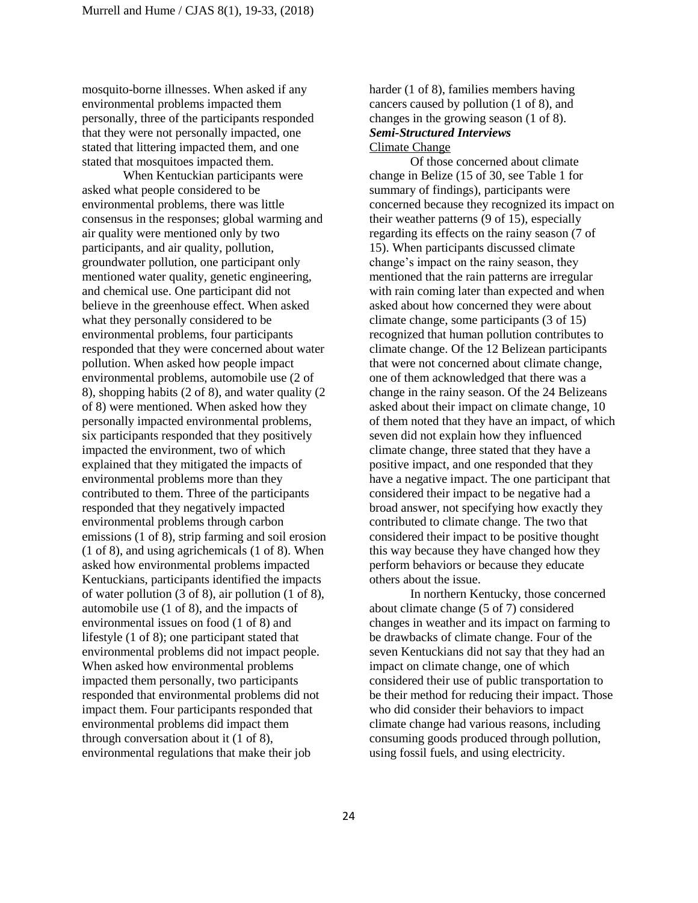mosquito-borne illnesses. When asked if any environmental problems impacted them personally, three of the participants responded that they were not personally impacted, one stated that littering impacted them, and one stated that mosquitoes impacted them.

When Kentuckian participants were asked what people considered to be environmental problems, there was little consensus in the responses; global warming and air quality were mentioned only by two participants, and air quality, pollution, groundwater pollution, one participant only mentioned water quality, genetic engineering, and chemical use. One participant did not believe in the greenhouse effect. When asked what they personally considered to be environmental problems, four participants responded that they were concerned about water pollution. When asked how people impact environmental problems, automobile use (2 of 8), shopping habits (2 of 8), and water quality (2 of 8) were mentioned. When asked how they personally impacted environmental problems, six participants responded that they positively impacted the environment, two of which explained that they mitigated the impacts of environmental problems more than they contributed to them. Three of the participants responded that they negatively impacted environmental problems through carbon emissions (1 of 8), strip farming and soil erosion (1 of 8), and using agrichemicals (1 of 8). When asked how environmental problems impacted Kentuckians, participants identified the impacts of water pollution (3 of 8), air pollution (1 of 8), automobile use (1 of 8), and the impacts of environmental issues on food (1 of 8) and lifestyle (1 of 8); one participant stated that environmental problems did not impact people. When asked how environmental problems impacted them personally, two participants responded that environmental problems did not impact them. Four participants responded that environmental problems did impact them through conversation about it (1 of 8), environmental regulations that make their job harder (1 of 8), families members having cancers caused by pollution (1 of 8), and changes in the growing season (1 of 8).

***Semi-Structured Interviews***

<u>Climate Change</u>

Of those concerned about climate change in Belize (15 of 30, see Table 1 for summary of findings), participants were concerned because they recognized its impact on their weather patterns (9 of 15), especially regarding its effects on the rainy season (7 of 15). When participants discussed climate change's impact on the rainy season, they mentioned that the rain patterns are irregular with rain coming later than expected and when asked about how concerned they were about climate change, some participants (3 of 15) recognized that human pollution contributes to climate change. Of the 12 Belizean participants that were not concerned about climate change, one of them acknowledged that there was a change in the rainy season. Of the 24 Belizeans asked about their impact on climate change, 10 of them noted that they have an impact, of which seven did not explain how they influenced climate change, three stated that they have a positive impact, and one responded that they have a negative impact. The one participant that considered their impact to be negative had a broad answer, not specifying how exactly they contributed to climate change. The two that considered their impact to be positive thought this way because they have changed how they perform behaviors or because they educate others about the issue.

In northern Kentucky, those concerned about climate change (5 of 7) considered changes in weather and its impact on farming to be drawbacks of climate change. Four of the seven Kentuckians did not say that they had an impact on climate change, one of which considered their use of public transportation to be their method for reducing their impact. Those who did consider their behaviors to impact climate change had various reasons, including consuming goods produced through pollution, using fossil fuels, and using electricity.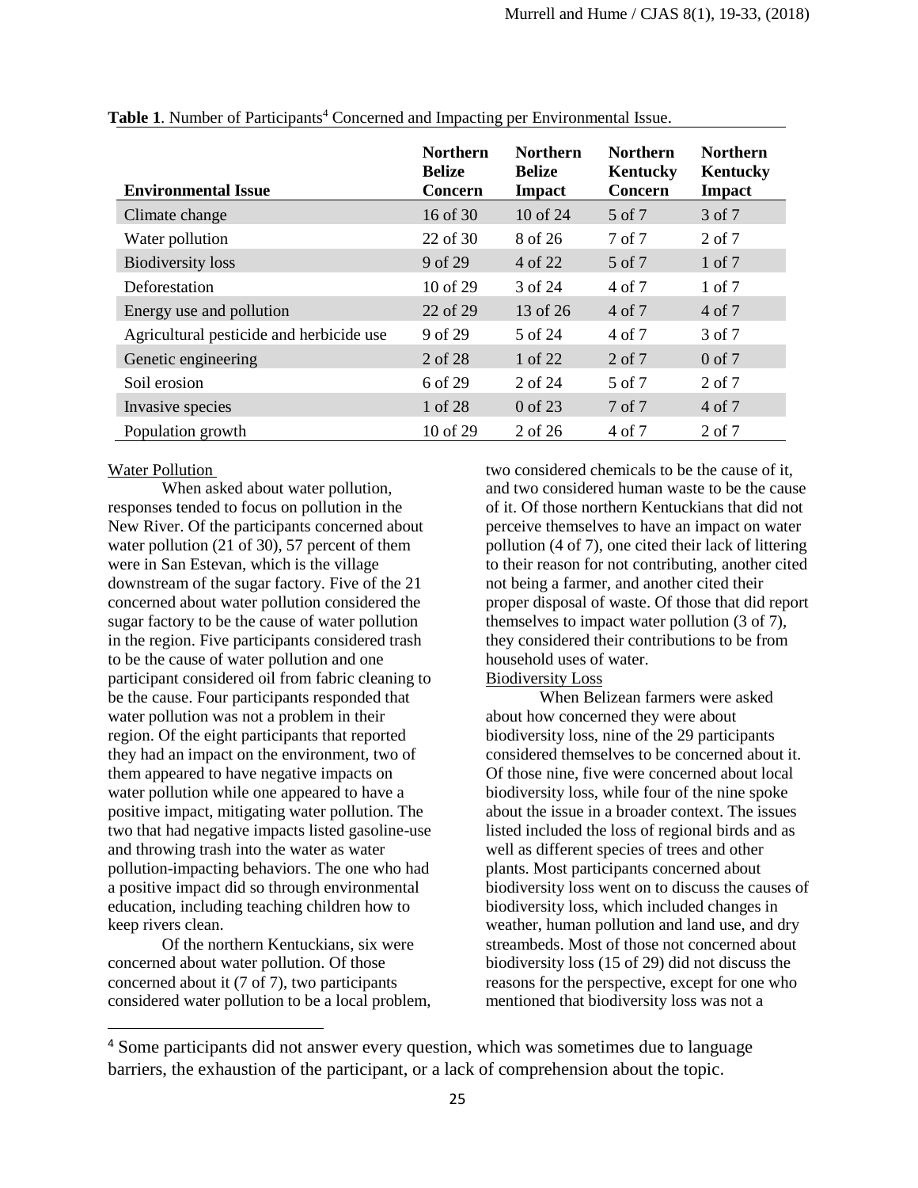**Table 1**. Number of Participants[4] Concerned and Impacting per Environmental Issue.

| Environmental Issue | Northern Belize Concern | Northern Belize Impact | Northern Kentucky Concern | Northern Kentucky Impact |
|---|---|---|---|---|
| Climate change | 16 of 30 | 10 of 24 | 5 of 7 | 3 of 7 |
| Water pollution | 22 of 30 | 8 of 26 | 7 of 7 | 2 of 7 |
| Biodiversity loss | 9 of 29 | 4 of 22 | 5 of 7 | 1 of 7 |
| Deforestation | 10 of 29 | 3 of 24 | 4 of 7 | 1 of 7 |
| Energy use and pollution | 22 of 29 | 13 of 26 | 4 of 7 | 4 of 7 |
| Agricultural pesticide and herbicide use | 9 of 29 | 5 of 24 | 4 of 7 | 3 of 7 |
| Genetic engineering | 2 of 28 | 1 of 22 | 2 of 7 | 0 of 7 |
| Soil erosion | 6 of 29 | 2 of 24 | 5 of 7 | 2 of 7 |
| Invasive species | 1 of 28 | 0 of 23 | 7 of 7 | 4 of 7 |
| Population growth | 10 of 29 | 2 of 26 | 4 of 7 | 2 of 7 |

Water Pollution

When asked about water pollution, responses tended to focus on pollution in the New River. Of the participants concerned about water pollution (21 of 30), 57 percent of them were in San Estevan, which is the village downstream of the sugar factory. Five of the 21 concerned about water pollution considered the sugar factory to be the cause of water pollution in the region. Five participants considered trash to be the cause of water pollution and one participant considered oil from fabric cleaning to be the cause. Four participants responded that water pollution was not a problem in their region. Of the eight participants that reported they had an impact on the environment, two of them appeared to have negative impacts on water pollution while one appeared to have a positive impact, mitigating water pollution. The two that had negative impacts listed gasoline-use and throwing trash into the water as water pollution-impacting behaviors. The one who had a positive impact did so through environmental education, including teaching children how to keep rivers clean.

Of the northern Kentuckians, six were concerned about water pollution. Of those concerned about it (7 of 7), two participants considered water pollution to be a local problem, two considered chemicals to be the cause of it, and two considered human waste to be the cause of it. Of those northern Kentuckians that did not perceive themselves to have an impact on water pollution (4 of 7), one cited their lack of littering to their reason for not contributing, another cited not being a farmer, and another cited their proper disposal of waste. Of those that did report themselves to impact water pollution (3 of 7), they considered their contributions to be from household uses of water.

Biodiversity Loss

When Belizean farmers were asked about how concerned they were about biodiversity loss, nine of the 29 participants considered themselves to be concerned about it. Of those nine, five were concerned about local biodiversity loss, while four of the nine spoke about the issue in a broader context. The issues listed included the loss of regional birds and as well as different species of trees and other plants. Most participants concerned about biodiversity loss went on to discuss the causes of biodiversity loss, which included changes in weather, human pollution and land use, and dry streambeds. Most of those not concerned about biodiversity loss (15 of 29) did not discuss the reasons for the perspective, except for one who mentioned that biodiversity loss was not a

[4] Some participants did not answer every question, which was sometimes due to language barriers, the exhaustion of the participant, or a lack of comprehension about the topic.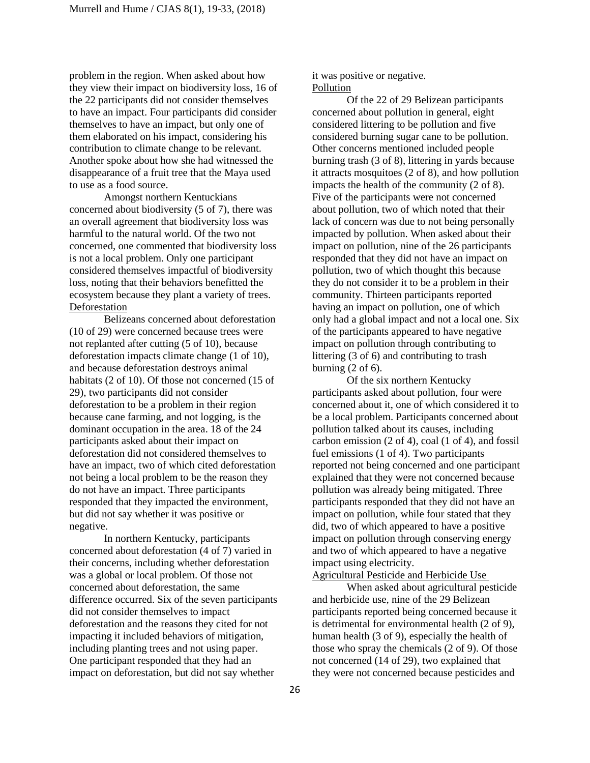problem in the region. When asked about how they view their impact on biodiversity loss, 16 of the 22 participants did not consider themselves to have an impact. Four participants did consider themselves to have an impact, but only one of them elaborated on his impact, considering his contribution to climate change to be relevant. Another spoke about how she had witnessed the disappearance of a fruit tree that the Maya used to use as a food source.

Amongst northern Kentuckians concerned about biodiversity (5 of 7), there was an overall agreement that biodiversity loss was harmful to the natural world. Of the two not concerned, one commented that biodiversity loss is not a local problem. Only one participant considered themselves impactful of biodiversity loss, noting that their behaviors benefitted the ecosystem because they plant a variety of trees.

Deforestation

Belizeans concerned about deforestation (10 of 29) were concerned because trees were not replanted after cutting (5 of 10), because deforestation impacts climate change (1 of 10), and because deforestation destroys animal habitats (2 of 10). Of those not concerned (15 of 29), two participants did not consider deforestation to be a problem in their region because cane farming, and not logging, is the dominant occupation in the area. 18 of the 24 participants asked about their impact on deforestation did not considered themselves to have an impact, two of which cited deforestation not being a local problem to be the reason they do not have an impact. Three participants responded that they impacted the environment, but did not say whether it was positive or negative.

In northern Kentucky, participants concerned about deforestation (4 of 7) varied in their concerns, including whether deforestation was a global or local problem. Of those not concerned about deforestation, the same difference occurred. Six of the seven participants did not consider themselves to impact deforestation and the reasons they cited for not impacting it included behaviors of mitigation, including planting trees and not using paper. One participant responded that they had an impact on deforestation, but did not say whether it was positive or negative.

Pollution

Of the 22 of 29 Belizean participants concerned about pollution in general, eight considered littering to be pollution and five considered burning sugar cane to be pollution. Other concerns mentioned included people burning trash (3 of 8), littering in yards because it attracts mosquitoes (2 of 8), and how pollution impacts the health of the community (2 of 8). Five of the participants were not concerned about pollution, two of which noted that their lack of concern was due to not being personally impacted by pollution. When asked about their impact on pollution, nine of the 26 participants responded that they did not have an impact on pollution, two of which thought this because they do not consider it to be a problem in their community. Thirteen participants reported having an impact on pollution, one of which only had a global impact and not a local one. Six of the participants appeared to have negative impact on pollution through contributing to littering (3 of 6) and contributing to trash burning (2 of 6).

Of the six northern Kentucky participants asked about pollution, four were concerned about it, one of which considered it to be a local problem. Participants concerned about pollution talked about its causes, including carbon emission (2 of 4), coal (1 of 4), and fossil fuel emissions (1 of 4). Two participants reported not being concerned and one participant explained that they were not concerned because pollution was already being mitigated. Three participants responded that they did not have an impact on pollution, while four stated that they did, two of which appeared to have a positive impact on pollution through conserving energy and two of which appeared to have a negative impact using electricity.

Agricultural Pesticide and Herbicide Use

When asked about agricultural pesticide and herbicide use, nine of the 29 Belizean participants reported being concerned because it is detrimental for environmental health (2 of 9), human health (3 of 9), especially the health of those who spray the chemicals (2 of 9). Of those not concerned (14 of 29), two explained that they were not concerned because pesticides and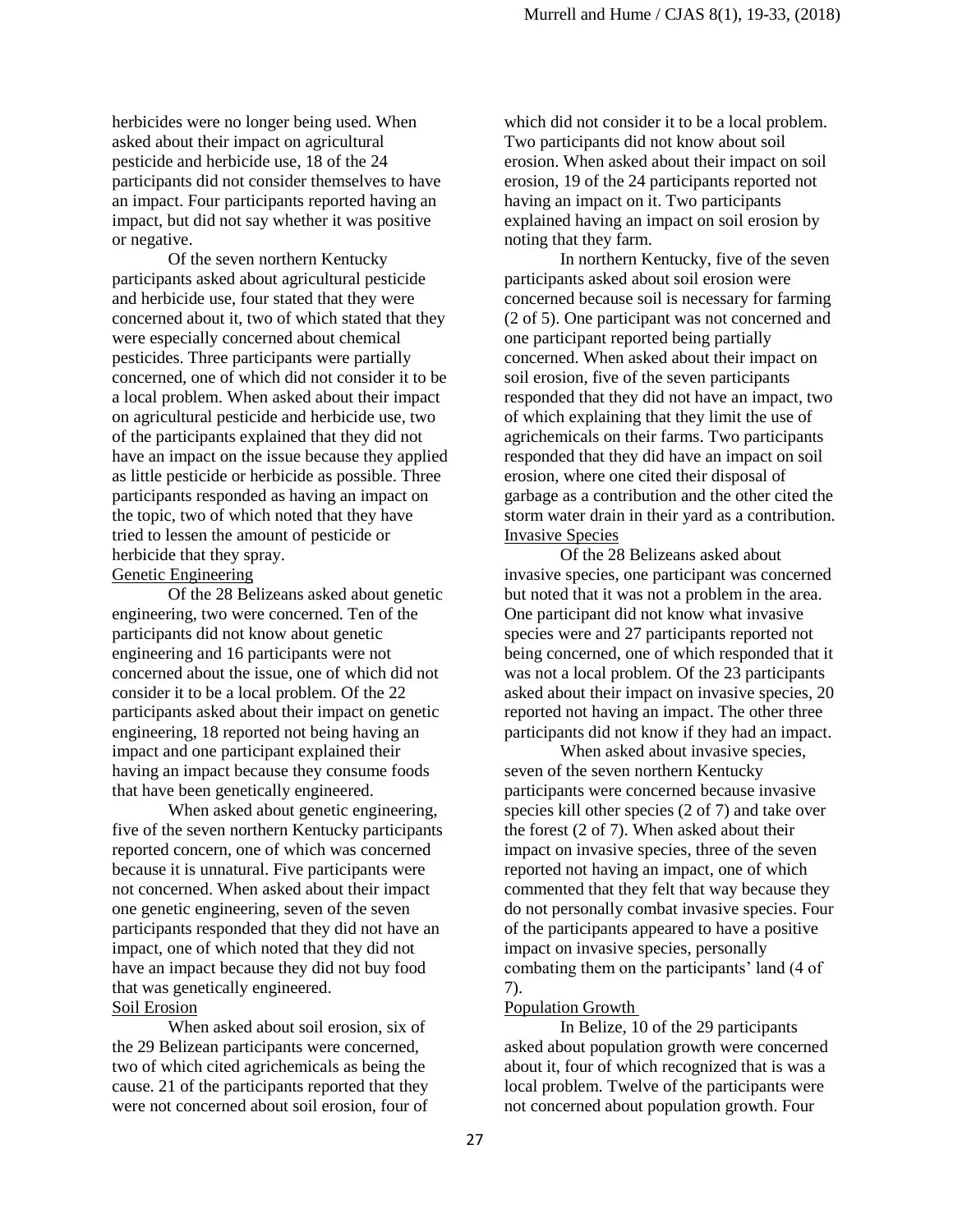herbicides were no longer being used. When asked about their impact on agricultural pesticide and herbicide use, 18 of the 24 participants did not consider themselves to have an impact. Four participants reported having an impact, but did not say whether it was positive or negative.

Of the seven northern Kentucky participants asked about agricultural pesticide and herbicide use, four stated that they were concerned about it, two of which stated that they were especially concerned about chemical pesticides. Three participants were partially concerned, one of which did not consider it to be a local problem. When asked about their impact on agricultural pesticide and herbicide use, two of the participants explained that they did not have an impact on the issue because they applied as little pesticide or herbicide as possible. Three participants responded as having an impact on the topic, two of which noted that they have tried to lessen the amount of pesticide or herbicide that they spray.

Genetic Engineering

Of the 28 Belizeans asked about genetic engineering, two were concerned. Ten of the participants did not know about genetic engineering and 16 participants were not concerned about the issue, one of which did not consider it to be a local problem. Of the 22 participants asked about their impact on genetic engineering, 18 reported not being having an impact and one participant explained their having an impact because they consume foods that have been genetically engineered.

When asked about genetic engineering, five of the seven northern Kentucky participants reported concern, one of which was concerned because it is unnatural. Five participants were not concerned. When asked about their impact one genetic engineering, seven of the seven participants responded that they did not have an impact, one of which noted that they did not have an impact because they did not buy food that was genetically engineered.

Soil Erosion

When asked about soil erosion, six of the 29 Belizean participants were concerned, two of which cited agrichemicals as being the cause. 21 of the participants reported that they were not concerned about soil erosion, four of which did not consider it to be a local problem. Two participants did not know about soil erosion. When asked about their impact on soil erosion, 19 of the 24 participants reported not having an impact on it. Two participants explained having an impact on soil erosion by noting that they farm.

In northern Kentucky, five of the seven participants asked about soil erosion were concerned because soil is necessary for farming (2 of 5). One participant was not concerned and one participant reported being partially concerned. When asked about their impact on soil erosion, five of the seven participants responded that they did not have an impact, two of which explaining that they limit the use of agrichemicals on their farms. Two participants responded that they did have an impact on soil erosion, where one cited their disposal of garbage as a contribution and the other cited the storm water drain in their yard as a contribution.

Invasive Species

Of the 28 Belizeans asked about invasive species, one participant was concerned but noted that it was not a problem in the area. One participant did not know what invasive species were and 27 participants reported not being concerned, one of which responded that it was not a local problem. Of the 23 participants asked about their impact on invasive species, 20 reported not having an impact. The other three participants did not know if they had an impact.

When asked about invasive species, seven of the seven northern Kentucky participants were concerned because invasive species kill other species (2 of 7) and take over the forest (2 of 7). When asked about their impact on invasive species, three of the seven reported not having an impact, one of which commented that they felt that way because they do not personally combat invasive species. Four of the participants appeared to have a positive impact on invasive species, personally combating them on the participants' land (4 of 7).

Population Growth

In Belize, 10 of the 29 participants asked about population growth were concerned about it, four of which recognized that is was a local problem. Twelve of the participants were not concerned about population growth. Four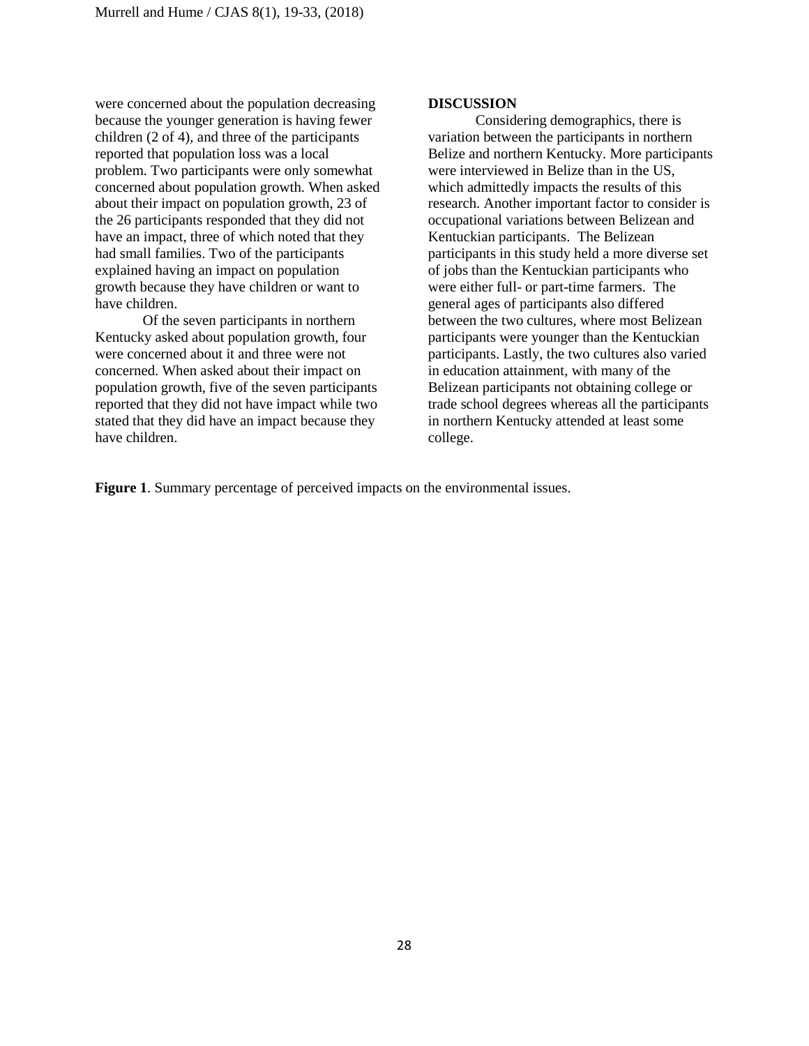were concerned about the population decreasing because the younger generation is having fewer children (2 of 4), and three of the participants reported that population loss was a local problem. Two participants were only somewhat concerned about population growth. When asked about their impact on population growth, 23 of the 26 participants responded that they did not have an impact, three of which noted that they had small families. Two of the participants explained having an impact on population growth because they have children or want to have children.

Of the seven participants in northern Kentucky asked about population growth, four were concerned about it and three were not concerned. When asked about their impact on population growth, five of the seven participants reported that they did not have impact while two stated that they did have an impact because they have children.

## DISCUSSION

Considering demographics, there is variation between the participants in northern Belize and northern Kentucky. More participants were interviewed in Belize than in the US, which admittedly impacts the results of this research. Another important factor to consider is occupational variations between Belizean and Kentuckian participants. The Belizean participants in this study held a more diverse set of jobs than the Kentuckian participants who were either full- or part-time farmers. The general ages of participants also differed between the two cultures, where most Belizean participants were younger than the Kentuckian participants. Lastly, the two cultures also varied in education attainment, with many of the Belizean participants not obtaining college or trade school degrees whereas all the participants in northern Kentucky attended at least some college.

**Figure 1**. Summary percentage of perceived impacts on the environmental issues.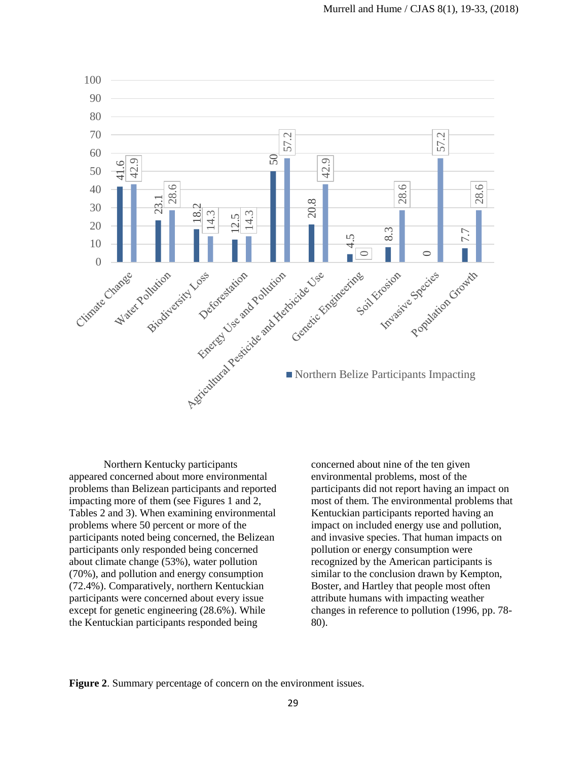Northern Kentucky participants appeared concerned about more environmental problems than Belizean participants and reported impacting more of them (see Figures 1 and 2, Tables 2 and 3). When examining environmental problems where 50 percent or more of the participants noted being concerned, the Belizean participants only responded being concerned about climate change (53%), water pollution (70%), and pollution and energy consumption (72.4%). Comparatively, northern Kentuckian participants were concerned about every issue except for genetic engineering (28.6%). While the Kentuckian participants responded being concerned about nine of the ten given environmental problems, most of the participants did not report having an impact on most of them. The environmental problems that Kentuckian participants reported having an impact on included energy use and pollution, and invasive species. That human impacts on pollution or energy consumption were recognized by the American participants is similar to the conclusion drawn by Kempton, Boster, and Hartley that people most often attribute humans with impacting weather changes in reference to pollution (1996, pp. 78-80).

**Figure 2**. Summary percentage of concern on the environment issues.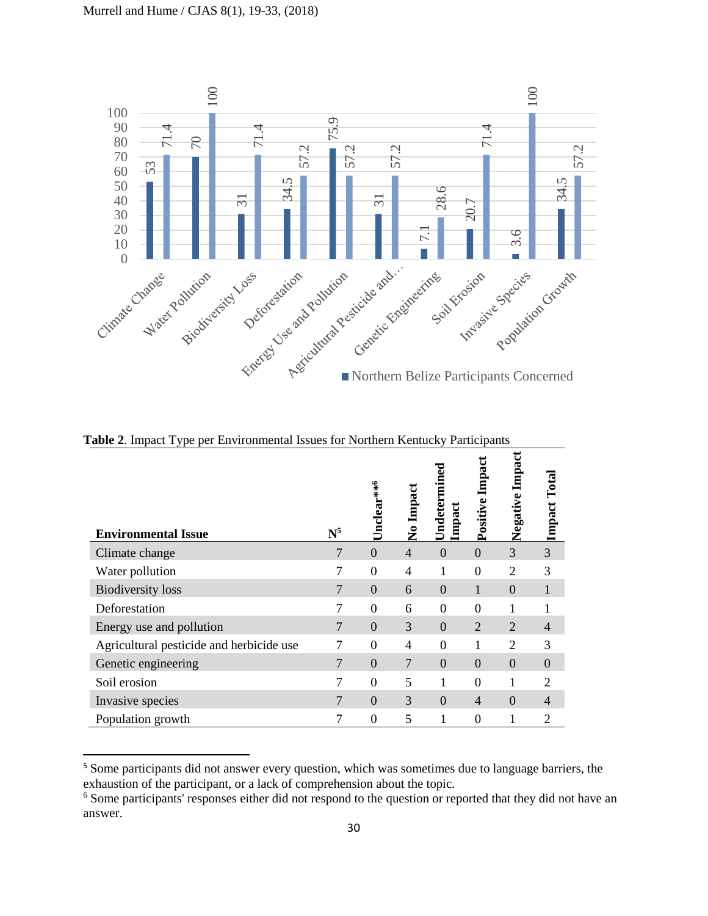| | Northern Belize Participants Concerned | |
|---|---|---|
| Climate Change | 53 | 71.4 |
| Water Pollution | 70 | 100 |
| Biodiversity Loss | 31 | 71.4 |
| Deforestation | 34.5 | 57.2 |
| Energy Use and Pollution | 75.9 | 57.2 |
| Agricultural Pesticide and… | 31 | 57.2 |
| Genetic Engineering | 7.1 | 28.6 |
| Soil Erosion | 20.7 | 71.4 |
| Invasive Species | 3.6 | 100 |
| Population Growth | 34.5 | 57.2 |

**Table 2**. Impact Type per Environmental Issues for Northern Kentucky Participants

| Environmental Issue | N[5] | Unclear**[6] | No Impact | Undetermined Impact | Positive Impact | Negative Impact | Impact Total |
|---|---|---|---|---|---|---|---|
| Climate change | 7 | 0 | 4 | 0 | 0 | 3 | 3 |
| Water pollution | 7 | 0 | 4 | 1 | 0 | 2 | 3 |
| Biodiversity loss | 7 | 0 | 6 | 0 | 1 | 0 | 1 |
| Deforestation | 7 | 0 | 6 | 0 | 0 | 1 | 1 |
| Energy use and pollution | 7 | 0 | 3 | 0 | 2 | 2 | 4 |
| Agricultural pesticide and herbicide use | 7 | 0 | 4 | 0 | 1 | 2 | 3 |
| Genetic engineering | 7 | 0 | 7 | 0 | 0 | 0 | 0 |
| Soil erosion | 7 | 0 | 5 | 1 | 0 | 1 | 2 |
| Invasive species | 7 | 0 | 3 | 0 | 4 | 0 | 4 |
| Population growth | 7 | 0 | 5 | 1 | 0 | 1 | 2 |

[5] Some participants did not answer every question, which was sometimes due to language barriers, the exhaustion of the participant, or a lack of comprehension about the topic.

[6] Some participants' responses either did not respond to the question or reported that they did not have an answer.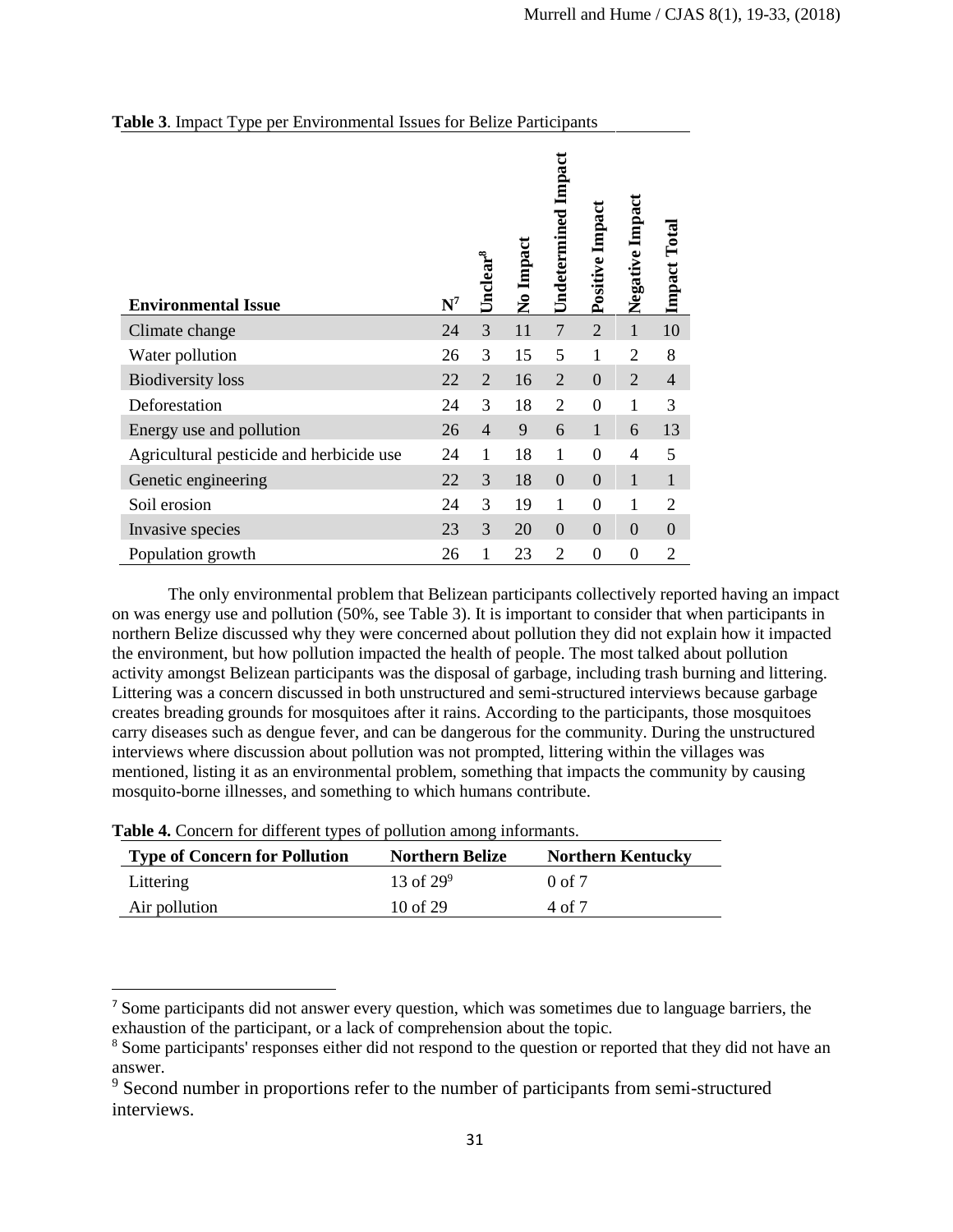**Table 3**. Impact Type per Environmental Issues for Belize Participants

| Environmental Issue | N[7] | Unclear[8] | No Impact | Undetermined Impact | Positive Impact | Negative Impact | Impact Total |
|---|---|---|---|---|---|---|---|
| Climate change | 24 | 3 | 11 | 7 | 2 | 1 | 10 |
| Water pollution | 26 | 3 | 15 | 5 | 1 | 2 | 8 |
| Biodiversity loss | 22 | 2 | 16 | 2 | 0 | 2 | 4 |
| Deforestation | 24 | 3 | 18 | 2 | 0 | 1 | 3 |
| Energy use and pollution | 26 | 4 | 9 | 6 | 1 | 6 | 13 |
| Agricultural pesticide and herbicide use | 24 | 1 | 18 | 1 | 0 | 4 | 5 |
| Genetic engineering | 22 | 3 | 18 | 0 | 0 | 1 | 1 |
| Soil erosion | 24 | 3 | 19 | 1 | 0 | 1 | 2 |
| Invasive species | 23 | 3 | 20 | 0 | 0 | 0 | 0 |
| Population growth | 26 | 1 | 23 | 2 | 0 | 0 | 2 |

The only environmental problem that Belizean participants collectively reported having an impact on was energy use and pollution (50%, see Table 3). It is important to consider that when participants in northern Belize discussed why they were concerned about pollution they did not explain how it impacted the environment, but how pollution impacted the health of people. The most talked about pollution activity amongst Belizean participants was the disposal of garbage, including trash burning and littering. Littering was a concern discussed in both unstructured and semi-structured interviews because garbage creates breading grounds for mosquitoes after it rains. According to the participants, those mosquitoes carry diseases such as dengue fever, and can be dangerous for the community. During the unstructured interviews where discussion about pollution was not prompted, littering within the villages was mentioned, listing it as an environmental problem, something that impacts the community by causing mosquito-borne illnesses, and something to which humans contribute.

**Table 4.** Concern for different types of pollution among informants.

| Type of Concern for Pollution | Northern Belize | Northern Kentucky |
|---|---|---|
| Littering | 13 of 29[9] | 0 of 7 |
| Air pollution | 10 of 29 | 4 of 7 |

[7] Some participants did not answer every question, which was sometimes due to language barriers, the exhaustion of the participant, or a lack of comprehension about the topic.

[8] Some participants' responses either did not respond to the question or reported that they did not have an answer.

[9] Second number in proportions refer to the number of participants from semi-structured interviews.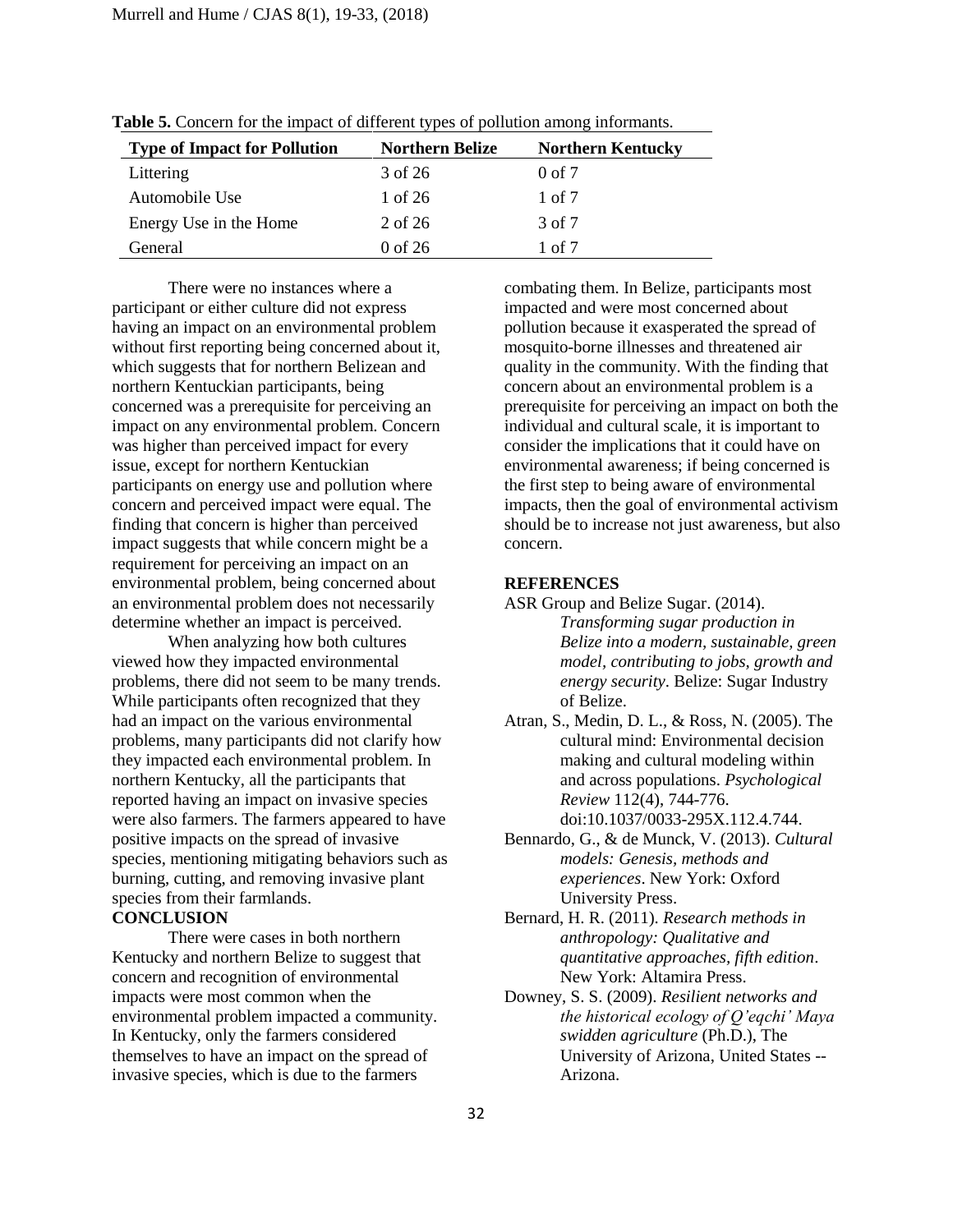**Table 5.** Concern for the impact of different types of pollution among informants.

| Type of Impact for Pollution | Northern Belize | Northern Kentucky |
|---|---|---|
| Littering | 3 of 26 | 0 of 7 |
| Automobile Use | 1 of 26 | 1 of 7 |
| Energy Use in the Home | 2 of 26 | 3 of 7 |
| General | 0 of 26 | 1 of 7 |

There were no instances where a participant or either culture did not express having an impact on an environmental problem without first reporting being concerned about it, which suggests that for northern Belizean and northern Kentuckian participants, being concerned was a prerequisite for perceiving an impact on any environmental problem. Concern was higher than perceived impact for every issue, except for northern Kentuckian participants on energy use and pollution where concern and perceived impact were equal. The finding that concern is higher than perceived impact suggests that while concern might be a requirement for perceiving an impact on an environmental problem, being concerned about an environmental problem does not necessarily determine whether an impact is perceived.

When analyzing how both cultures viewed how they impacted environmental problems, there did not seem to be many trends. While participants often recognized that they had an impact on the various environmental problems, many participants did not clarify how they impacted each environmental problem. In northern Kentucky, all the participants that reported having an impact on invasive species were also farmers. The farmers appeared to have positive impacts on the spread of invasive species, mentioning mitigating behaviors such as burning, cutting, and removing invasive plant species from their farmlands.

## CONCLUSION

There were cases in both northern Kentucky and northern Belize to suggest that concern and recognition of environmental impacts were most common when the environmental problem impacted a community. In Kentucky, only the farmers considered themselves to have an impact on the spread of invasive species, which is due to the farmers combating them. In Belize, participants most impacted and were most concerned about pollution because it exasperated the spread of mosquito-borne illnesses and threatened air quality in the community. With the finding that concern about an environmental problem is a prerequisite for perceiving an impact on both the individual and cultural scale, it is important to consider the implications that it could have on environmental awareness; if being concerned is the first step to being aware of environmental impacts, then the goal of environmental activism should be to increase not just awareness, but also concern.

## REFERENCES

ASR Group and Belize Sugar. (2014). *Transforming sugar production in Belize into a modern, sustainable, green model, contributing to jobs, growth and energy security*. Belize: Sugar Industry of Belize.

Atran, S., Medin, D. L., & Ross, N. (2005). The cultural mind: Environmental decision making and cultural modeling within and across populations. *Psychological Review* 112(4), 744-776. doi:10.1037/0033-295X.112.4.744.

Bennardo, G., & de Munck, V. (2013). *Cultural models: Genesis, methods and experiences*. New York: Oxford University Press.

Bernard, H. R. (2011). *Research methods in anthropology: Qualitative and quantitative approaches, fifth edition*. New York: Altamira Press.

Downey, S. S. (2009). *Resilient networks and the historical ecology of Q'eqchi' Maya swidden agriculture* (Ph.D.), The University of Arizona, United States -- Arizona.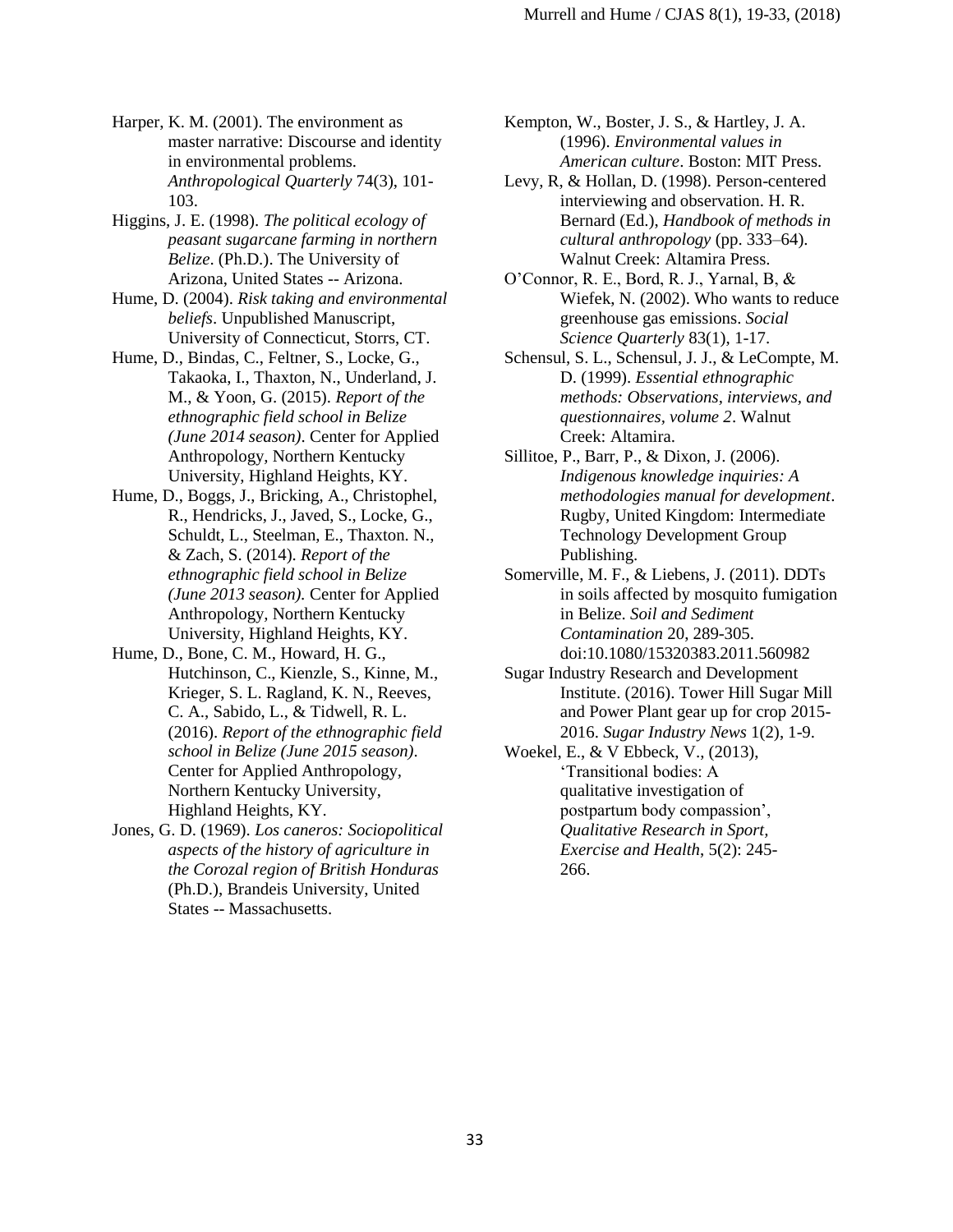Harper, K. M. (2001). The environment as master narrative: Discourse and identity in environmental problems. *Anthropological Quarterly* 74(3), 101-103.

Higgins, J. E. (1998). *The political ecology of peasant sugarcane farming in northern Belize*. (Ph.D.). The University of Arizona, United States -- Arizona.

Hume, D. (2004). *Risk taking and environmental beliefs*. Unpublished Manuscript, University of Connecticut, Storrs, CT.

Hume, D., Bindas, C., Feltner, S., Locke, G., Takaoka, I., Thaxton, N., Underland, J. M., & Yoon, G. (2015). *Report of the ethnographic field school in Belize (June 2014 season)*. Center for Applied Anthropology, Northern Kentucky University, Highland Heights, KY.

Hume, D., Boggs, J., Bricking, A., Christophel, R., Hendricks, J., Javed, S., Locke, G., Schuldt, L., Steelman, E., Thaxton. N., & Zach, S. (2014). *Report of the ethnographic field school in Belize (June 2013 season).* Center for Applied Anthropology, Northern Kentucky University, Highland Heights, KY.

Hume, D., Bone, C. M., Howard, H. G., Hutchinson, C., Kienzle, S., Kinne, M., Krieger, S. L. Ragland, K. N., Reeves, C. A., Sabido, L., & Tidwell, R. L. (2016). *Report of the ethnographic field school in Belize (June 2015 season)*. Center for Applied Anthropology, Northern Kentucky University, Highland Heights, KY.

Jones, G. D. (1969). *Los caneros: Sociopolitical aspects of the history of agriculture in the Corozal region of British Honduras* (Ph.D.), Brandeis University, United States -- Massachusetts.

Kempton, W., Boster, J. S., & Hartley, J. A. (1996). *Environmental values in American culture*. Boston: MIT Press.

Levy, R, & Hollan, D. (1998). Person-centered interviewing and observation. H. R. Bernard (Ed.), *Handbook of methods in cultural anthropology* (pp. 333–64). Walnut Creek: Altamira Press.

O'Connor, R. E., Bord, R. J., Yarnal, B, & Wiefek, N. (2002). Who wants to reduce greenhouse gas emissions. *Social Science Quarterly* 83(1), 1-17.

Schensul, S. L., Schensul, J. J., & LeCompte, M. D. (1999). *Essential ethnographic methods: Observations, interviews, and questionnaires, volume 2*. Walnut Creek: Altamira.

Sillitoe, P., Barr, P., & Dixon, J. (2006). *Indigenous knowledge inquiries: A methodologies manual for development*. Rugby, United Kingdom: Intermediate Technology Development Group Publishing.

Somerville, M. F., & Liebens, J. (2011). DDTs in soils affected by mosquito fumigation in Belize. *Soil and Sediment Contamination* 20, 289-305. doi:10.1080/15320383.2011.560982

Sugar Industry Research and Development Institute. (2016). Tower Hill Sugar Mill and Power Plant gear up for crop 2015-2016. *Sugar Industry News* 1(2), 1-9.

Woekel, E., & V Ebbeck, V., (2013), 'Transitional bodies: A qualitative investigation of postpartum body compassion', *Qualitative Research in Sport, Exercise and Health*, 5(2): 245-266.